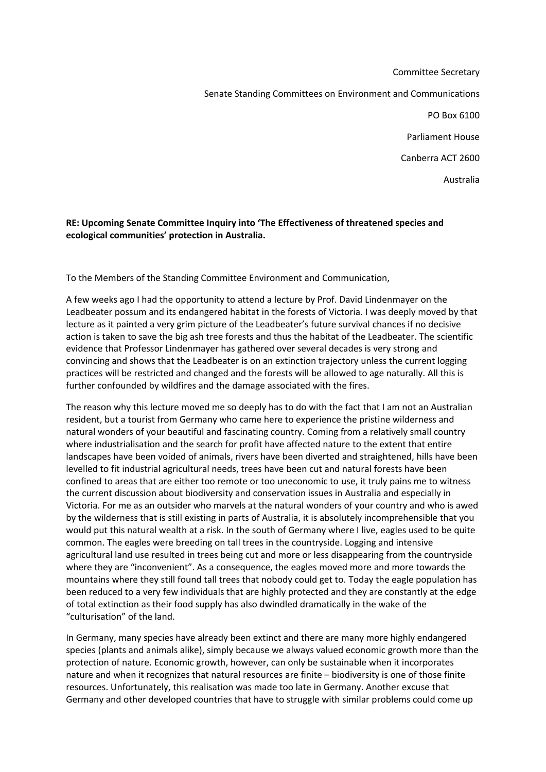Committee Secretary

Senate Standing Committees on Environment and Communications

PO Box 6100

Parliament House

Canberra ACT 2600

Australia

**RE: Upcoming Senate Committee Inquiry into 'The Effectiveness of threatened species and ecological communities' protection in Australia.**

To the Members of the Standing Committee Environment and Communication,

A few weeks ago I had the opportunity to attend a lecture by Prof. David Lindenmayer on the Leadbeater possum and its endangered habitat in the forests of Victoria. I was deeply moved by that lecture as it painted a very grim picture of the Leadbeater's future survival chances if no decisive action is taken to save the big ash tree forests and thus the habitat of the Leadbeater. The scientific evidence that Professor Lindenmayer has gathered over several decades is very strong and convincing and shows that the Leadbeater is on an extinction trajectory unless the current logging practices will be restricted and changed and the forests will be allowed to age naturally. All this is further confounded by wildfires and the damage associated with the fires.

The reason why this lecture moved me so deeply has to do with the fact that I am not an Australian resident, but a tourist from Germany who came here to experience the pristine wilderness and natural wonders of your beautiful and fascinating country. Coming from a relatively small country where industrialisation and the search for profit have affected nature to the extent that entire landscapes have been voided of animals, rivers have been diverted and straightened, hills have been levelled to fit industrial agricultural needs, trees have been cut and natural forests have been confined to areas that are either too remote or too uneconomic to use, it truly pains me to witness the current discussion about biodiversity and conservation issues in Australia and especially in Victoria. For me as an outsider who marvels at the natural wonders of your country and who is awed by the wilderness that is still existing in parts of Australia, it is absolutely incomprehensible that you would put this natural wealth at a risk. In the south of Germany where I live, eagles used to be quite common. The eagles were breeding on tall trees in the countryside. Logging and intensive agricultural land use resulted in trees being cut and more or less disappearing from the countryside where they are "inconvenient". As a consequence, the eagles moved more and more towards the mountains where they still found tall trees that nobody could get to. Today the eagle population has been reduced to a very few individuals that are highly protected and they are constantly at the edge of total extinction as their food supply has also dwindled dramatically in the wake of the "culturisation" of the land.

In Germany, many species have already been extinct and there are many more highly endangered species (plants and animals alike), simply because we always valued economic growth more than the protection of nature. Economic growth, however, can only be sustainable when it incorporates nature and when it recognizes that natural resources are finite – biodiversity is one of those finite resources. Unfortunately, this realisation was made too late in Germany. Another excuse that Germany and other developed countries that have to struggle with similar problems could come up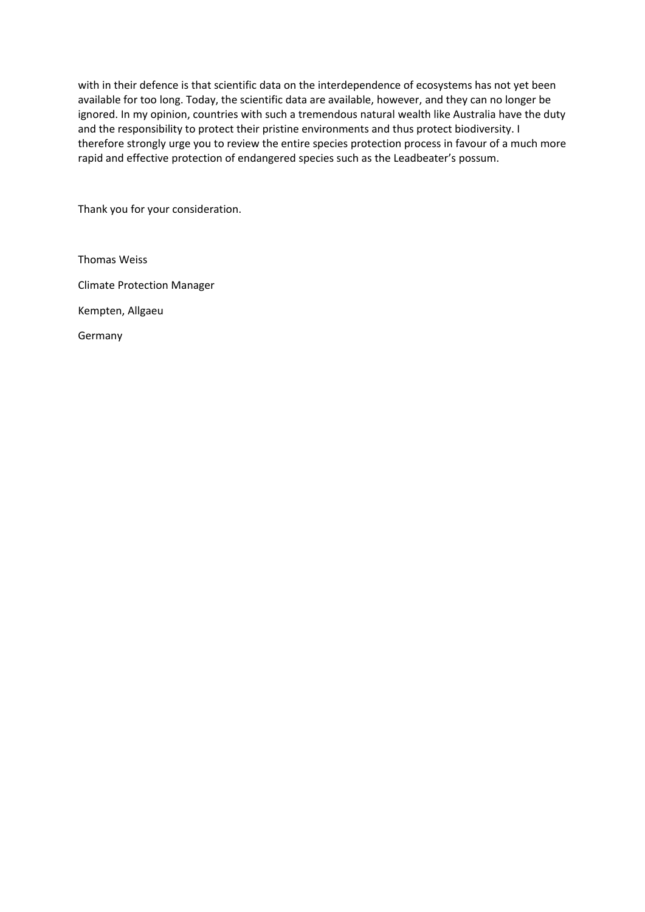with in their defence is that scientific data on the interdependence of ecosystems has not yet been available for too long. Today, the scientific data are available, however, and they can no longer be ignored. In my opinion, countries with such a tremendous natural wealth like Australia have the duty and the responsibility to protect their pristine environments and thus protect biodiversity. I therefore strongly urge you to review the entire species protection process in favour of a much more rapid and effective protection of endangered species such as the Leadbeater's possum.

Thank you for your consideration.

Thomas Weiss

Climate Protection Manager

Kempten, Allgaeu

Germany